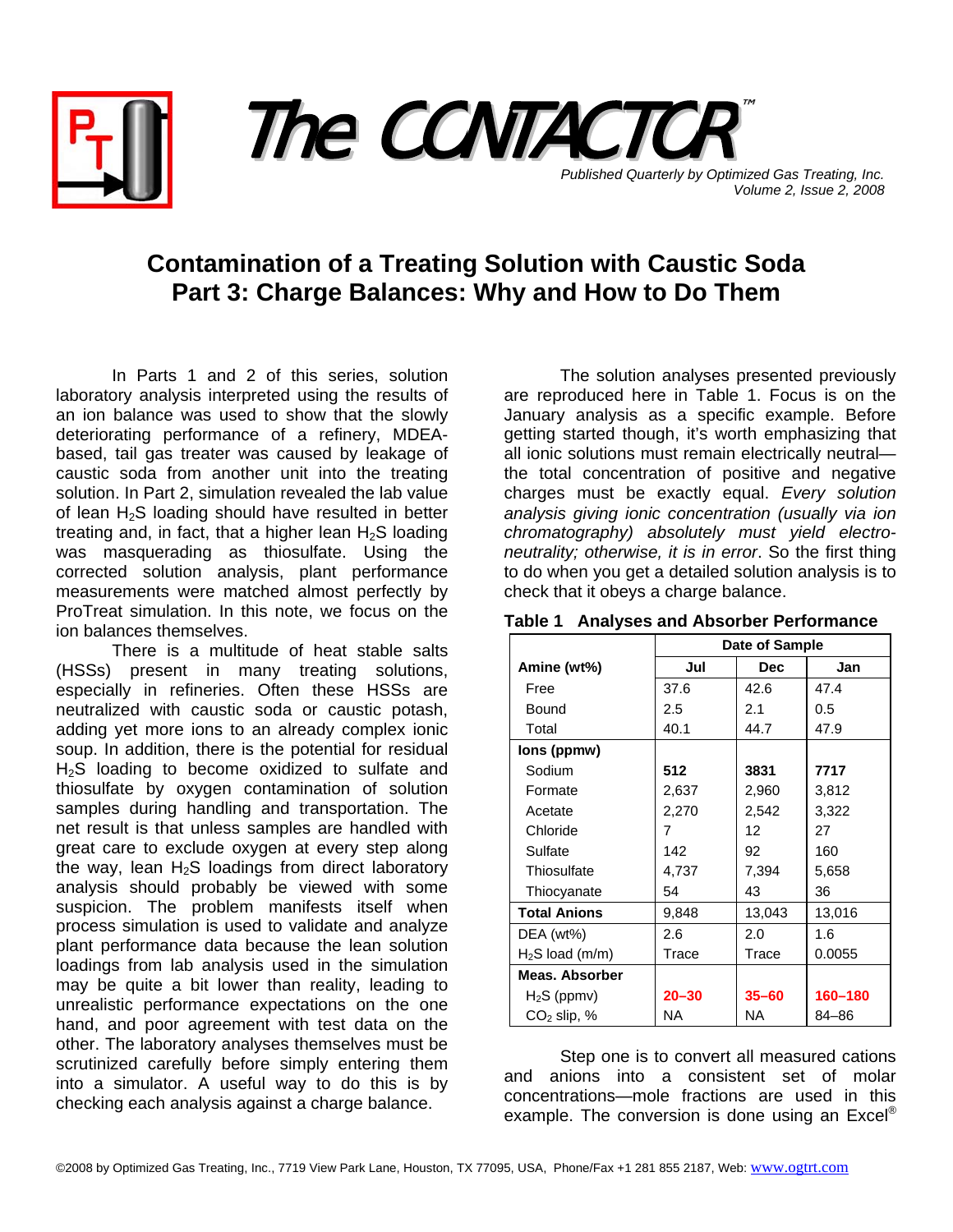# The CONTACTOR™

*Published Quarterly by Optimized Gas Treating, Inc.*
*Volume 2, Issue 2, 2008*

## Contamination of a Treating Solution with Caustic Soda
## Part 3: Charge Balances: Why and How to Do Them

In Parts 1 and 2 of this series, solution laboratory analysis interpreted using the results of an ion balance was used to show that the slowly deteriorating performance of a refinery, MDEA-based, tail gas treater was caused by leakage of caustic soda from another unit into the treating solution. In Part 2, simulation revealed the lab value of lean $H_2S$ loading should have resulted in better treating and, in fact, that a higher lean $H_2S$ loading was masquerading as thiosulfate. Using the corrected solution analysis, plant performance measurements were matched almost perfectly by ProTreat simulation. In this note, we focus on the ion balances themselves.

There is a multitude of heat stable salts (HSSs) present in many treating solutions, especially in refineries. Often these HSSs are neutralized with caustic soda or caustic potash, adding yet more ions to an already complex ionic soup. In addition, there is the potential for residual $H_2S$ loading to become oxidized to sulfate and thiosulfate by oxygen contamination of solution samples during handling and transportation. The net result is that unless samples are handled with great care to exclude oxygen at every step along the way, lean $H_2S$ loadings from direct laboratory analysis should probably be viewed with some suspicion. The problem manifests itself when process simulation is used to validate and analyze plant performance data because the lean solution loadings from lab analysis used in the simulation may be quite a bit lower than reality, leading to unrealistic performance expectations on the one hand, and poor agreement with test data on the other. The laboratory analyses themselves must be scrutinized carefully before simply entering them into a simulator. A useful way to do this is by checking each analysis against a charge balance.

The solution analyses presented previously are reproduced here in Table 1. Focus is on the January analysis as a specific example. Before getting started though, it's worth emphasizing that all ionic solutions must remain electrically neutral—the total concentration of positive and negative charges must be exactly equal. *Every solution analysis giving ionic concentration (usually via ion chromatography) absolutely must yield electro-neutrality; otherwise, it is in error*. So the first thing to do when you get a detailed solution analysis is to check that it obeys a charge balance.

**Table 1 Analyses and Absorber Performance**

| | Date of Sample | | |
|---|---|---|---|
| **Amine (wt%)** | **Jul** | **Dec** | **Jan** |
| Free | 37.6 | 42.6 | 47.4 |
| Bound | 2.5 | 2.1 | 0.5 |
| Total | 40.1 | 44.7 | 47.9 |
| **Ions (ppmw)** | | | |
| Sodium | **512** | **3831** | **7717** |
| Formate | 2,637 | 2,960 | 3,812 |
| Acetate | 2,270 | 2,542 | 3,322 |
| Chloride | 7 | 12 | 27 |
| Sulfate | 142 | 92 | 160 |
| Thiosulfate | 4,737 | 7,394 | 5,658 |
| Thiocyanate | 54 | 43 | 36 |
| **Total Anions** | 9,848 | 13,043 | 13,016 |
| DEA (wt%) | 2.6 | 2.0 | 1.6 |
| $H_2S$ load (m/m) | Trace | Trace | 0.0055 |
| **Meas. Absorber** | | | |
| $H_2S$ (ppmv) | **20–30** | **35–60** | **160–180** |
| $CO_2$ slip, % | NA | NA | 84–86 |

Step one is to convert all measured cations and anions into a consistent set of molar concentrations—mole fractions are used in this example. The conversion is done using an Excel®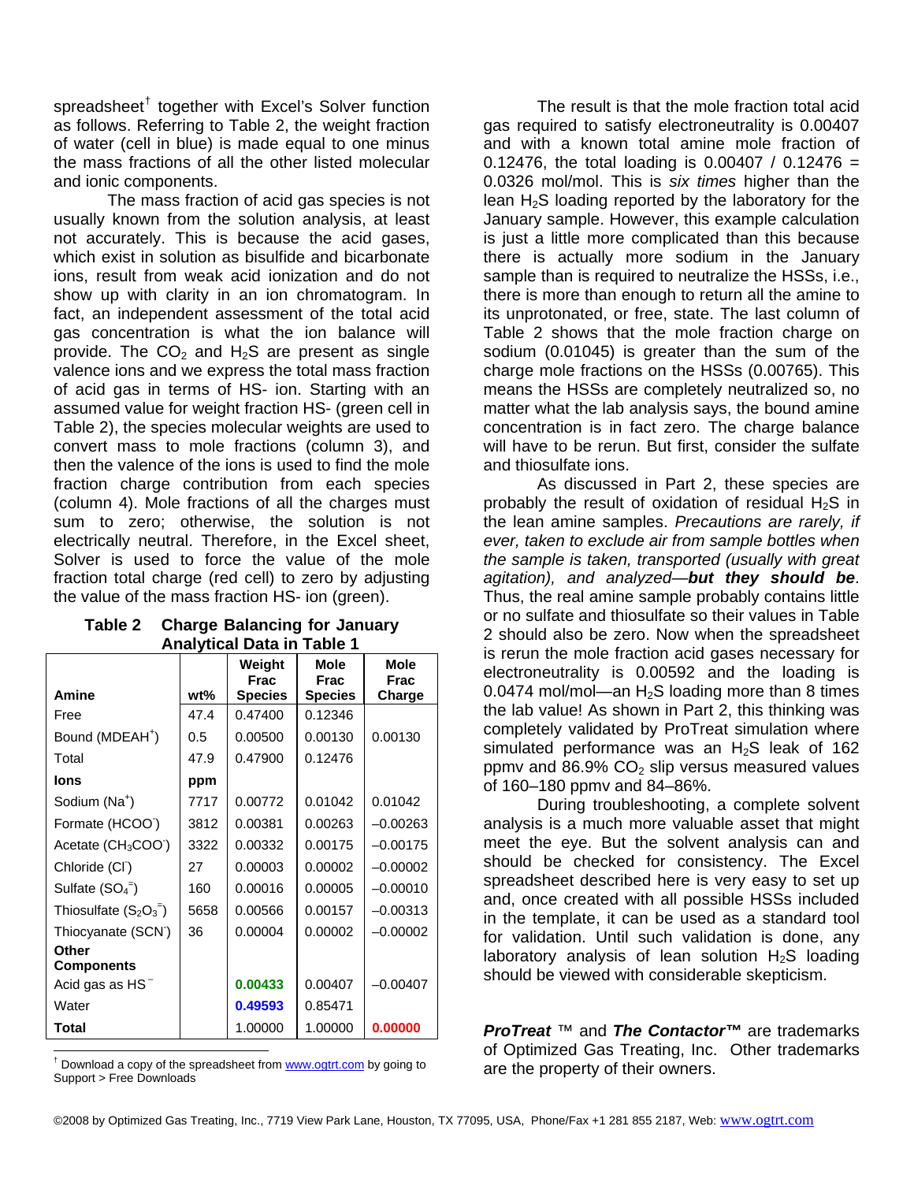spreadsheet[†] together with Excel's Solver function as follows. Referring to Table 2, the weight fraction of water (cell in blue) is made equal to one minus the mass fractions of all the other listed molecular and ionic components.

The mass fraction of acid gas species is not usually known from the solution analysis, at least not accurately. This is because the acid gases, which exist in solution as bisulfide and bicarbonate ions, result from weak acid ionization and do not show up with clarity in an ion chromatogram. In fact, an independent assessment of the total acid gas concentration is what the ion balance will provide. The $CO_2$ and $H_2S$ are present as single valence ions and we express the total mass fraction of acid gas in terms of HS- ion. Starting with an assumed value for weight fraction HS- (green cell in Table 2), the species molecular weights are used to convert mass to mole fractions (column 3), and then the valence of the ions is used to find the mole fraction charge contribution from each species (column 4). Mole fractions of all the charges must sum to zero; otherwise, the solution is not electrically neutral. Therefore, in the Excel sheet, Solver is used to force the value of the mole fraction total charge (red cell) to zero by adjusting the value of the mass fraction HS- ion (green).

**Table 2 Charge Balancing for January Analytical Data in Table 1**

| Amine | wt% | Weight Frac Species | Mole Frac Species | Mole Frac Charge |
|---|---|---|---|---|
| Free | 47.4 | 0.47400 | 0.12346 | |
| Bound ($MDEAH^+$) | 0.5 | 0.00500 | 0.00130 | 0.00130 |
| Total | 47.9 | 0.47900 | 0.12476 | |
| **Ions** | **ppm** | | | |
| Sodium ($Na^+$) | 7717 | 0.00772 | 0.01042 | 0.01042 |
| Formate ($HCOO^-$) | 3812 | 0.00381 | 0.00263 | –0.00263 |
| Acetate ($CH_3COO^-$) | 3322 | 0.00332 | 0.00175 | –0.00175 |
| Chloride ($Cl^-$) | 27 | 0.00003 | 0.00002 | –0.00002 |
| Sulfate ($SO_4^=$) | 160 | 0.00016 | 0.00005 | –0.00010 |
| Thiosulfate ($S_2O_3^=$) | 5658 | 0.00566 | 0.00157 | –0.00313 |
| Thiocyanate ($SCN^-$) | 36 | 0.00004 | 0.00002 | –0.00002 |
| **Other Components** | | | | |
| Acid gas as $HS^-$ | | **0.00433** | 0.00407 | –0.00407 |
| Water | | **0.49593** | 0.85471 | |
| **Total** | | 1.00000 | 1.00000 | **0.00000** |

[†] Download a copy of the spreadsheet from www.ogtrt.com by going to Support > Free Downloads

The result is that the mole fraction total acid gas required to satisfy electroneutrality is 0.00407 and with a known total amine mole fraction of 0.12476, the total loading is 0.00407 / 0.12476 = 0.0326 mol/mol. This is *six times* higher than the lean $H_2S$ loading reported by the laboratory for the January sample. However, this example calculation is just a little more complicated than this because there is actually more sodium in the January sample than is required to neutralize the HSSs, i.e., there is more than enough to return all the amine to its unprotonated, or free, state. The last column of Table 2 shows that the mole fraction charge on sodium (0.01045) is greater than the sum of the charge mole fractions on the HSSs (0.00765). This means the HSSs are completely neutralized so, no matter what the lab analysis says, the bound amine concentration is in fact zero. The charge balance will have to be rerun. But first, consider the sulfate and thiosulfate ions.

As discussed in Part 2, these species are probably the result of oxidation of residual $H_2S$ in the lean amine samples. *Precautions are rarely, if ever, taken to exclude air from sample bottles when the sample is taken, transported (usually with great agitation), and analyzed—**but they should be***. Thus, the real amine sample probably contains little or no sulfate and thiosulfate so their values in Table 2 should also be zero. Now when the spreadsheet is rerun the mole fraction acid gases necessary for electroneutrality is 0.00592 and the loading is 0.0474 mol/mol—an $H_2S$ loading more than 8 times the lab value! As shown in Part 2, this thinking was completely validated by ProTreat simulation where simulated performance was an $H_2S$ leak of 162 ppmv and 86.9% $CO_2$ slip versus measured values of 160–180 ppmv and 84–86%.

During troubleshooting, a complete solvent analysis is a much more valuable asset that might meet the eye. But the solvent analysis can and should be checked for consistency. The Excel spreadsheet described here is very easy to set up and, once created with all possible HSSs included in the template, it can be used as a standard tool for validation. Until such validation is done, any laboratory analysis of lean solution $H_2S$ loading should be viewed with considerable skepticism.

***ProTreat*** ™ and ***The Contactor™*** are trademarks of Optimized Gas Treating, Inc. Other trademarks are the property of their owners.

©2008 by Optimized Gas Treating, Inc., 7719 View Park Lane, Houston, TX 77095, USA, Phone/Fax +1 281 855 2187, Web: www.ogtrt.com